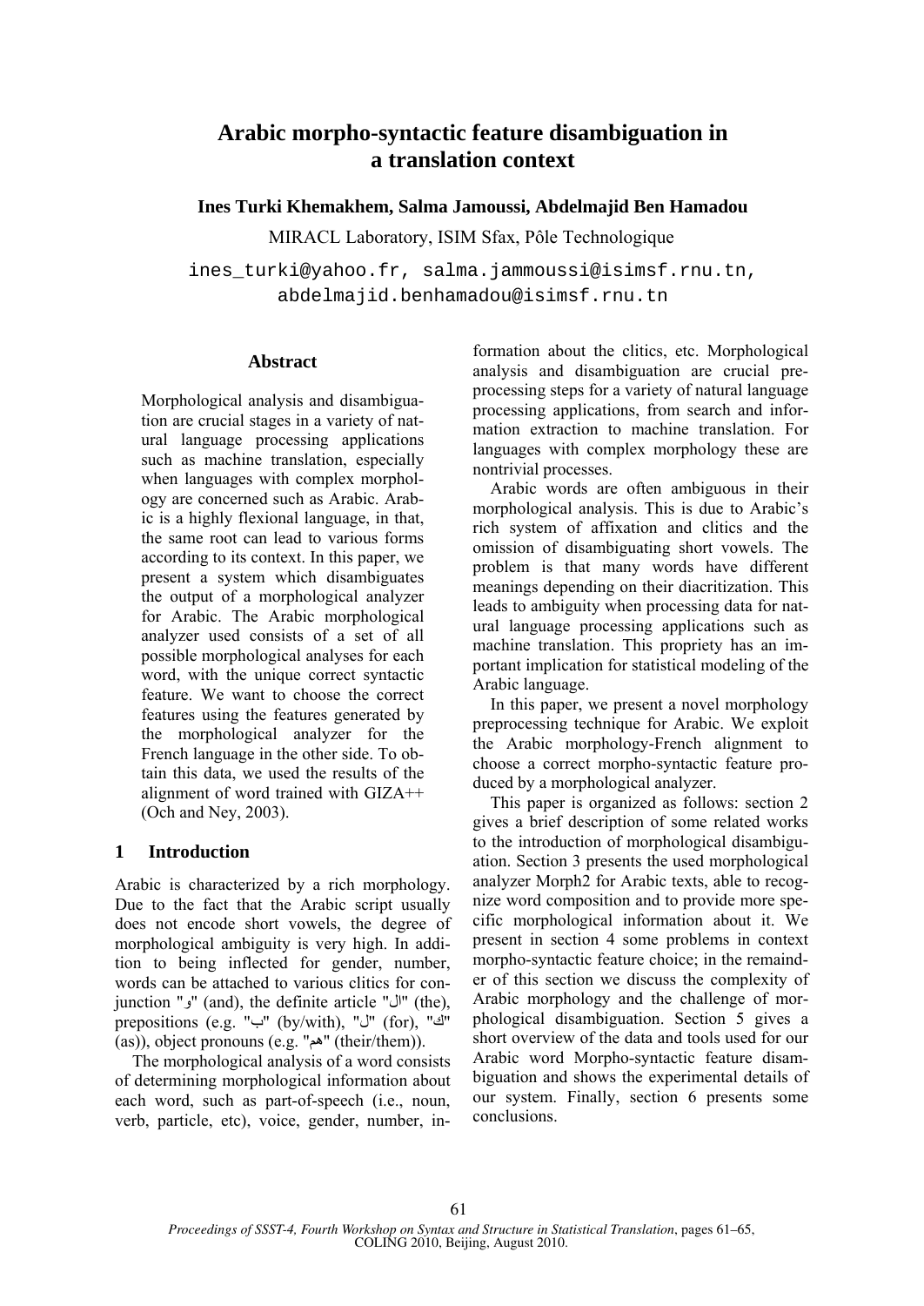# Arabic morpho-syntactic feature disambiguation in a translation context

**Ines Turki Khemakhem, Salma Jamoussi, Abdelmajid Ben Hamadou**

MIRACL Laboratory, ISIM Sfax, Pôle Technologique

ines_turki@yahoo.fr, salma.jammoussi@isimsf.rnu.tn, abdelmajid.benhamadou@isimsf.rnu.tn

## Abstract

Morphological analysis and disambiguation are crucial stages in a variety of natural language processing applications such as machine translation, especially when languages with complex morphology are concerned such as Arabic. Arabic is a highly flexional language, in that, the same root can lead to various forms according to its context. In this paper, we present a system which disambiguates the output of a morphological analyzer for Arabic. The Arabic morphological analyzer used consists of a set of all possible morphological analyses for each word, with the unique correct syntactic feature. We want to choose the correct features using the features generated by the morphological analyzer for the French language in the other side. To obtain this data, we used the results of the alignment of word trained with GIZA++ (Och and Ney, 2003).

## 1 Introduction

Arabic is characterized by a rich morphology. Due to the fact that the Arabic script usually does not encode short vowels, the degree of morphological ambiguity is very high. In addition to being inflected for gender, number, words can be attached to various clitics for conjunction "و" (and), the definite article "ال" (the), prepositions (e.g. "ب" (by/with), "ل" (for), "ك" (as)), object pronouns (e.g. "هم" (their/them)).

The morphological analysis of a word consists of determining morphological information about each word, such as part-of-speech (i.e., noun, verb, particle, etc), voice, gender, number, information about the clitics, etc. Morphological analysis and disambiguation are crucial preprocessing steps for a variety of natural language processing applications, from search and information extraction to machine translation. For languages with complex morphology these are nontrivial processes.

Arabic words are often ambiguous in their morphological analysis. This is due to Arabic's rich system of affixation and clitics and the omission of disambiguating short vowels. The problem is that many words have different meanings depending on their diacritization. This leads to ambiguity when processing data for natural language processing applications such as machine translation. This propriety has an important implication for statistical modeling of the Arabic language.

In this paper, we present a novel morphology preprocessing technique for Arabic. We exploit the Arabic morphology-French alignment to choose a correct morpho-syntactic feature produced by a morphological analyzer.

This paper is organized as follows: section 2 gives a brief description of some related works to the introduction of morphological disambiguation. Section 3 presents the used morphological analyzer Morph2 for Arabic texts, able to recognize word composition and to provide more specific morphological information about it. We present in section 4 some problems in context morpho-syntactic feature choice; in the remainder of this section we discuss the complexity of Arabic morphology and the challenge of morphological disambiguation. Section 5 gives a short overview of the data and tools used for our Arabic word Morpho-syntactic feature disambiguation and shows the experimental details of our system. Finally, section 6 presents some conclusions.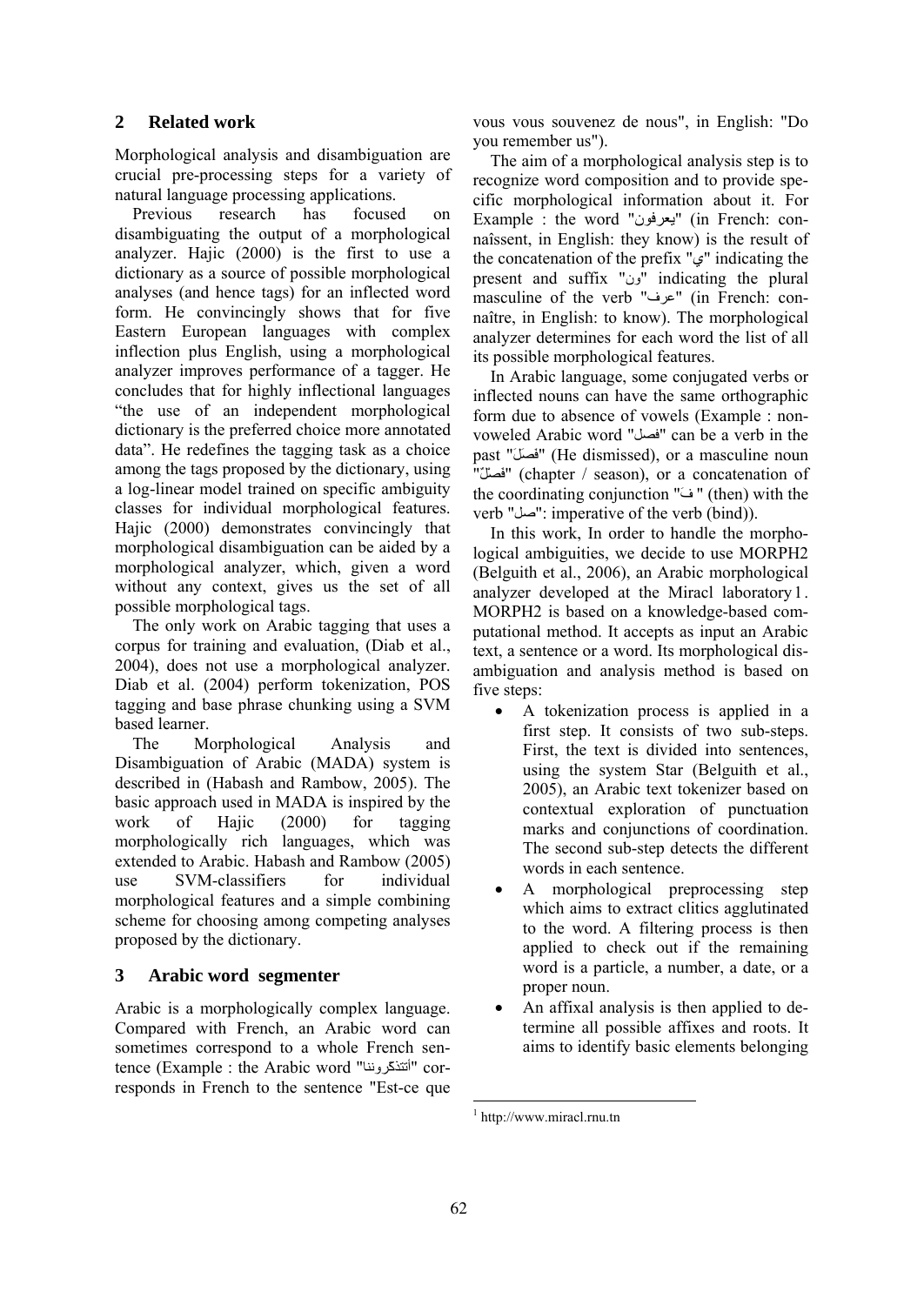## 2 Related work

Morphological analysis and disambiguation are crucial pre-processing steps for a variety of natural language processing applications.

Previous research has focused on disambiguating the output of a morphological analyzer. Hajic (2000) is the first to use a dictionary as a source of possible morphological analyses (and hence tags) for an inflected word form. He convincingly shows that for five Eastern European languages with complex inflection plus English, using a morphological analyzer improves performance of a tagger. He concludes that for highly inflectional languages "the use of an independent morphological dictionary is the preferred choice more annotated data". He redefines the tagging task as a choice among the tags proposed by the dictionary, using a log-linear model trained on specific ambiguity classes for individual morphological features. Hajic (2000) demonstrates convincingly that morphological disambiguation can be aided by a morphological analyzer, which, given a word without any context, gives us the set of all possible morphological tags.

The only work on Arabic tagging that uses a corpus for training and evaluation, (Diab et al., 2004), does not use a morphological analyzer. Diab et al. (2004) perform tokenization, POS tagging and base phrase chunking using a SVM based learner.

The Morphological Analysis and Disambiguation of Arabic (MADA) system is described in (Habash and Rambow, 2005). The basic approach used in MADA is inspired by the work of Hajic (2000) for tagging morphologically rich languages, which was extended to Arabic. Habash and Rambow (2005) use SVM-classifiers for individual morphological features and a simple combining scheme for choosing among competing analyses proposed by the dictionary.

## 3 Arabic word segmenter

Arabic is a morphologically complex language. Compared with French, an Arabic word can sometimes correspond to a whole French sentence (Example : the Arabic word "أتتذكروننا" corresponds in French to the sentence "Est-ce que vous vous souvenez de nous", in English: "Do you remember us").

The aim of a morphological analysis step is to recognize word composition and to provide specific morphological information about it. For Example : the word "يعرفون" (in French: connaîssent, in English: they know) is the result of the concatenation of the prefix "ي" indicating the present and suffix "ون" indicating the plural masculine of the verb "عرف" (in French: connaître, in English: to know). The morphological analyzer determines for each word the list of all its possible morphological features.

In Arabic language, some conjugated verbs or inflected nouns can have the same orthographic form due to absence of vowels (Example : non-voweled Arabic word "فصل" can be a verb in the past "فصَلَ" (He dismissed), or a masculine noun "فصْلٌ" (chapter / season), or a concatenation of the coordinating conjunction "فَ" (then) with the verb "صِلْ": imperative of the verb (bind)).

In this work, In order to handle the morphological ambiguities, we decide to use MORPH2 (Belguith et al., 2006), an Arabic morphological analyzer developed at the Miracl laboratory[1]. MORPH2 is based on a knowledge-based computational method. It accepts as input an Arabic text, a sentence or a word. Its morphological disambiguation and analysis method is based on five steps:

- A tokenization process is applied in a first step. It consists of two sub-steps. First, the text is divided into sentences, using the system Star (Belguith et al., 2005), an Arabic text tokenizer based on contextual exploration of punctuation marks and conjunctions of coordination. The second sub-step detects the different words in each sentence.
- A morphological preprocessing step which aims to extract clitics agglutinated to the word. A filtering process is then applied to check out if the remaining word is a particle, a number, a date, or a proper noun.
- An affixal analysis is then applied to determine all possible affixes and roots. It aims to identify basic elements belonging

[1] http://www.miracl.rnu.tn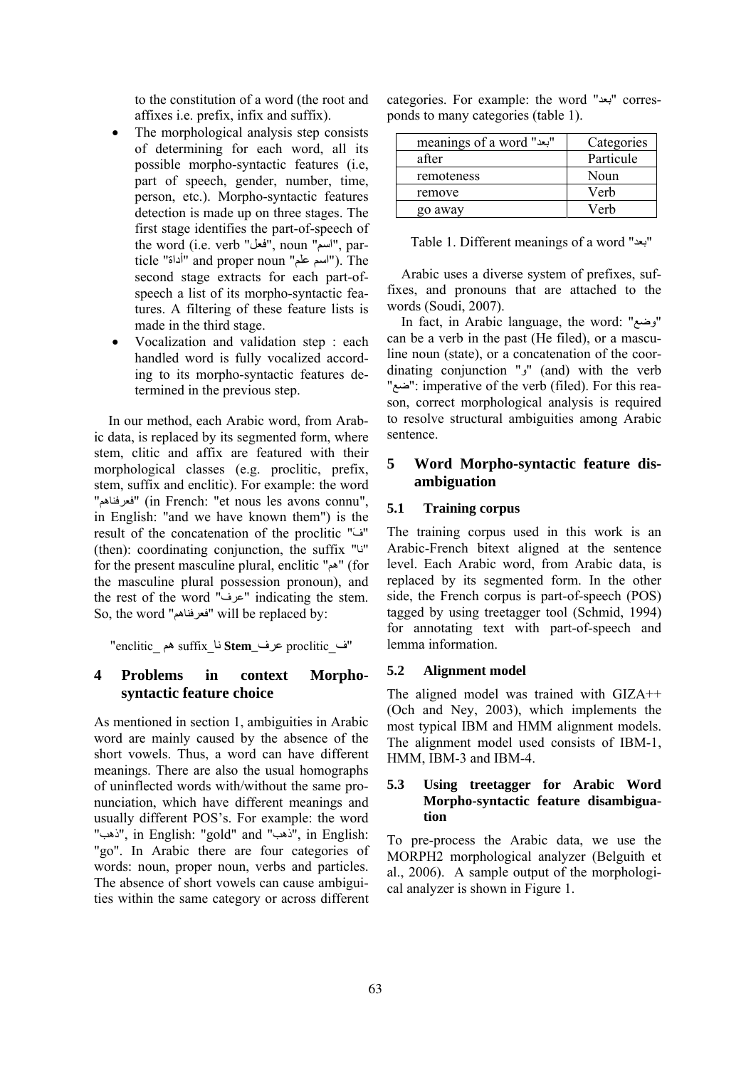to the constitution of a word (the root and affixes i.e. prefix, infix and suffix).

- The morphological analysis step consists of determining for each word, all its possible morpho-syntactic features (i.e, part of speech, gender, number, time, person, etc.). Morpho-syntactic features detection is made up on three stages. The first stage identifies the part-of-speech of the word (i.e. verb "فعل", noun "اسم", particle "أداة" and proper noun "اسم علم"). The second stage extracts for each part-of-speech a list of its morpho-syntactic features. A filtering of these feature lists is made in the third stage.
- Vocalization and validation step : each handled word is fully vocalized according to its morpho-syntactic features determined in the previous step.

In our method, each Arabic word, from Arabic data, is replaced by its segmented form, where stem, clitic and affix are featured with their morphological classes (e.g. proclitic, prefix, stem, suffix and enclitic). For example: the word "فعرفناهم" (in French: "et nous les avons connu", in English: "and we have known them") is the result of the concatenation of the proclitic "ف" (then): coordinating conjunction, the suffix "نا" for the present masculine plural, enclitic "هم" (for the masculine plural possession pronoun), and the rest of the word "عرف" indicating the stem. So, the word "فعرفناهم" will be replaced by:

"enclitic_ هم suffix_نا **Stem_**عرف proclitic_ف"

## 4 Problems in context Morpho-syntactic feature choice

As mentioned in section 1, ambiguities in Arabic word are mainly caused by the absence of the short vowels. Thus, a word can have different meanings. There are also the usual homographs of uninflected words with/without the same pronunciation, which have different meanings and usually different POS's. For example: the word "ذهب", in English: "gold" and "ذهب", in English: "go". In Arabic there are four categories of words: noun, proper noun, verbs and particles. The absence of short vowels can cause ambiguities within the same category or across different categories. For example: the word "بعد" corresponds to many categories (table 1).

| meanings of a word "بعد" | Categories |
|---|---|
| after | Particule |
| remoteness | Noun |
| remove | Verb |
| go away | Verb |

Table 1. Different meanings of a word "بعد"

Arabic uses a diverse system of prefixes, suffixes, and pronouns that are attached to the words (Soudi, 2007).

In fact, in Arabic language, the word: "وضع" can be a verb in the past (He filed), or a masculine noun (state), or a concatenation of the coordinating conjunction "و" (and) with the verb "ضع": imperative of the verb (filed). For this reason, correct morphological analysis is required to resolve structural ambiguities among Arabic sentence.

## 5 Word Morpho-syntactic feature disambiguation

### 5.1 Training corpus

The training corpus used in this work is an Arabic-French bitext aligned at the sentence level. Each Arabic word, from Arabic data, is replaced by its segmented form. In the other side, the French corpus is part-of-speech (POS) tagged by using treetagger tool (Schmid, 1994) for annotating text with part-of-speech and lemma information.

### 5.2 Alignment model

The aligned model was trained with GIZA++ (Och and Ney, 2003), which implements the most typical IBM and HMM alignment models. The alignment model used consists of IBM-1, HMM, IBM-3 and IBM-4.

### 5.3 Using treetagger for Arabic Word Morpho-syntactic feature disambiguation

To pre-process the Arabic data, we use the MORPH2 morphological analyzer (Belguith et al., 2006). A sample output of the morphological analyzer is shown in Figure 1.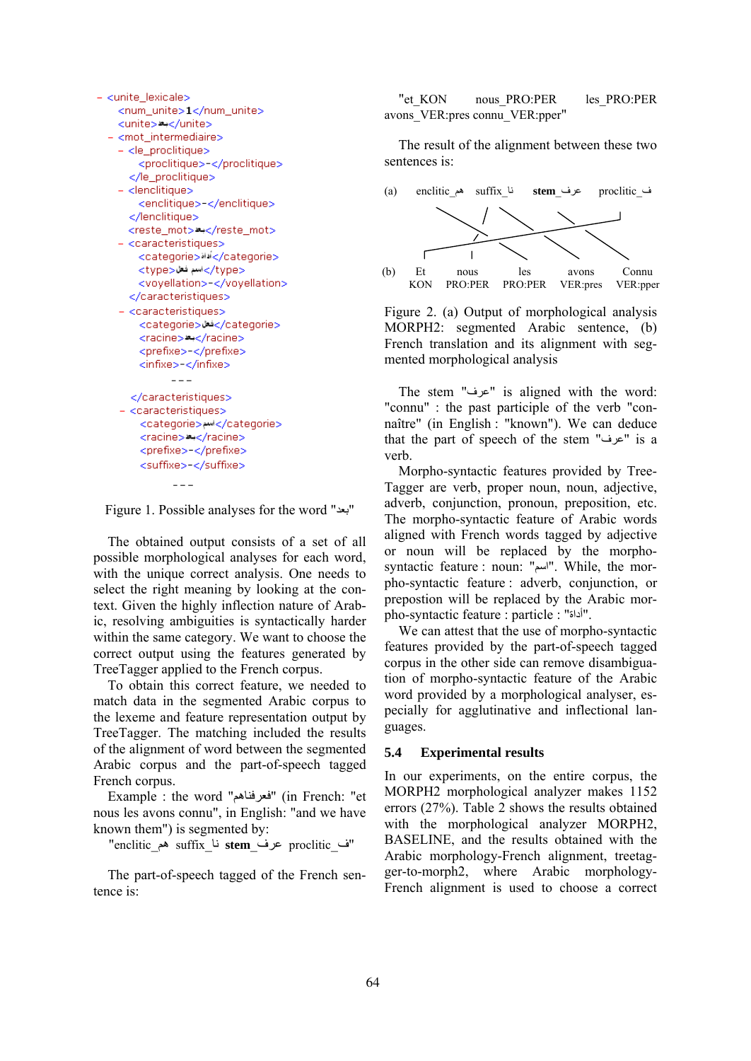```
- <unite_lexicale>
    <num_unite>1</num_unite>
    <unite>بعد</unite>
  - <mot_intermediaire>
    - <le_proclitique>
        <proclitique>-</proclitique>
      </le_proclitique>
    - <lenclitique>
        <enclitique>-</enclitique>
      </lenclitique>
      <reste_mot>بعد</reste_mot>
    - <caracteristiques>
        <categorie>أداة</categorie>
        <type>اسم فعل</type>
        <voyellation>-</voyellation>
      </caracteristiques>
    - <caracteristiques>
        <categorie>فعل</categorie>
        <racine>بعد</racine>
        <prefixe>-</prefixe>
        <infixe>-</infixe>
          ---
      </caracteristiques>
    - <caracteristiques>
        <categorie>اسم</categorie>
        <racine>بعد</racine>
        <prefixe>-</prefixe>
        <suffixe>-</suffixe>
          ---
```

Figure 1. Possible analyses for the word "بعد"

The obtained output consists of a set of all possible morphological analyses for each word, with the unique correct analysis. One needs to select the right meaning by looking at the context. Given the highly inflection nature of Arabic, resolving ambiguities is syntactically harder within the same category. We want to choose the correct output using the features generated by TreeTagger applied to the French corpus.

To obtain this correct feature, we needed to match data in the segmented Arabic corpus to the lexeme and feature representation output by TreeTagger. The matching included the results of the alignment of word between the segmented Arabic corpus and the part-of-speech tagged French corpus.

Example : the word "فعرفناهم" (in French: "et nous les avons connu", in English: "and we have known them") is segmented by:

"enclitic_هم suffix_نا **stem**_عرف proclitic_ف"

The part-of-speech tagged of the French sentence is:

"et_KON nous_PRO:PER les_PRO:PER avons_VER:pres connu_VER:pper"

The result of the alignment between these two sentences is:

(a) enclitic_هم suffix_نا **stem**_عرف proclitic_ف

(b) Et KON nous PRO:PER les PRO:PER avons VER:pres Connu VER:pper

Figure 2. (a) Output of morphological analysis MORPH2: segmented Arabic sentence, (b) French translation and its alignment with segmented morphological analysis

The stem "عرف" is aligned with the word: "connu" : the past participle of the verb "connaître" (in English : "known"). We can deduce that the part of speech of the stem "عرف" is a verb.

Morpho-syntactic features provided by TreeTagger are verb, proper noun, noun, adjective, adverb, conjunction, pronoun, preposition, etc. The morpho-syntactic feature of Arabic words aligned with French words tagged by adjective or noun will be replaced by the morpho-syntactic feature : noun: "اسم". While, the morpho-syntactic feature : adverb, conjunction, or prepostion will be replaced by the Arabic morpho-syntactic feature : particle : "أداة".

We can attest that the use of morpho-syntactic features provided by the part-of-speech tagged corpus in the other side can remove disambiguation of morpho-syntactic feature of the Arabic word provided by a morphological analyser, especially for agglutinative and inflectional languages.

### 5.4 Experimental results

In our experiments, on the entire corpus, the MORPH2 morphological analyzer makes 1152 errors (27%). Table 2 shows the results obtained with the morphological analyzer MORPH2, BASELINE, and the results obtained with the Arabic morphology-French alignment, treetagger-to-morph2, where Arabic morphology-French alignment is used to choose a correct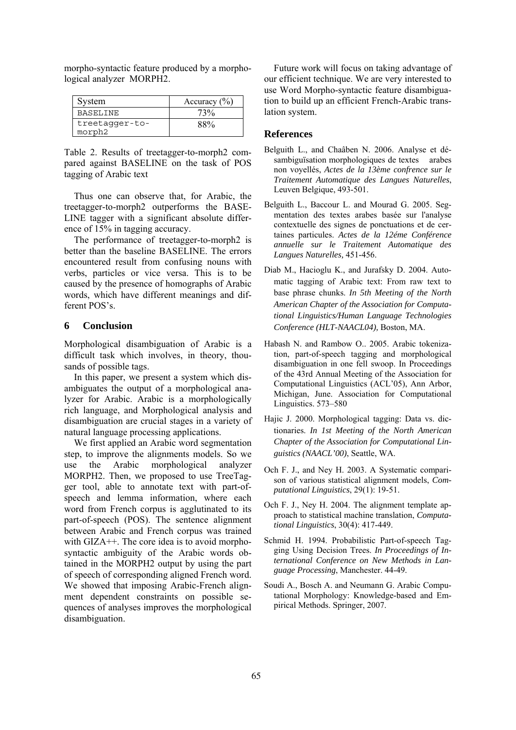morpho-syntactic feature produced by a morphological analyzer MORPH2.

| System | Accuracy (%) |
| --- | --- |
| BASELINE | 73% |
| treetagger-to-morph2 | 88% |

Table 2. Results of treetagger-to-morph2 compared against BASELINE on the task of POS tagging of Arabic text

Thus one can observe that, for Arabic, the treetagger-to-morph2 outperforms the BASELINE tagger with a significant absolute difference of 15% in tagging accuracy.

The performance of treetagger-to-morph2 is better than the baseline BASELINE. The errors encountered result from confusing nouns with verbs, particles or vice versa. This is to be caused by the presence of homographs of Arabic words, which have different meanings and different POS's.

## 6 Conclusion

Morphological disambiguation of Arabic is a difficult task which involves, in theory, thousands of possible tags.

In this paper, we present a system which disambiguates the output of a morphological analyzer for Arabic. Arabic is a morphologically rich language, and Morphological analysis and disambiguation are crucial stages in a variety of natural language processing applications.

We first applied an Arabic word segmentation step, to improve the alignments models. So we use the Arabic morphological analyzer MORPH2. Then, we proposed to use TreeTagger tool, able to annotate text with part-of-speech and lemma information, where each word from French corpus is agglutinated to its part-of-speech (POS). The sentence alignment between Arabic and French corpus was trained with GIZA++. The core idea is to avoid morpho-syntactic ambiguity of the Arabic words obtained in the MORPH2 output by using the part of speech of corresponding aligned French word. We showed that imposing Arabic-French alignment dependent constraints on possible sequences of analyses improves the morphological disambiguation.

Future work will focus on taking advantage of our efficient technique. We are very interested to use Word Morpho-syntactic feature disambiguation to build up an efficient French-Arabic translation system.

## References

Belguith L., and Chaâben N. 2006. Analyse et désambiguïsation morphologiques de textes arabes non voyellés, *Actes de la 13ème confrence sur le Traitement Automatique des Langues Naturelles*, Leuven Belgique, 493-501.

Belguith L., Baccour L. and Mourad G. 2005. Segmentation des textes arabes basée sur l'analyse contextuelle des signes de ponctuations et de certaines particules. *Actes de la 12éme Conférence annuelle sur le Traitement Automatique des Langues Naturelles,* 451-456.

Diab M., Hacioglu K., and Jurafsky D. 2004. Automatic tagging of Arabic text: From raw text to base phrase chunks. *In 5th Meeting of the North American Chapter of the Association for Computational Linguistics/Human Language Technologies Conference (HLT-NAACL04),* Boston, MA.

Habash N. and Rambow O.. 2005. Arabic tokenization, part-of-speech tagging and morphological disambiguation in one fell swoop. In Proceedings of the 43rd Annual Meeting of the Association for Computational Linguistics (ACL'05), Ann Arbor, Michigan, June. Association for Computational Linguistics. 573–580

Hajic J. 2000. Morphological tagging: Data vs. dictionaries. *In 1st Meeting of the North American Chapter of the Association for Computational Linguistics (NAACL'00)*, Seattle, WA.

Och F. J., and Ney H. 2003. A Systematic comparison of various statistical alignment models, *Computational Linguistics*, 29(1): 19-51.

Och F. J., Ney H. 2004. The alignment template approach to statistical machine translation, *Computational Linguistics*, 30(4): 417-449.

Schmid H. 1994. Probabilistic Part-of-speech Tagging Using Decision Trees. *In Proceedings of International Conference on New Methods in Language Processing*, Manchester. 44-49.

Soudi A., Bosch A. and Neumann G. Arabic Computational Morphology: Knowledge-based and Empirical Methods. Springer, 2007.